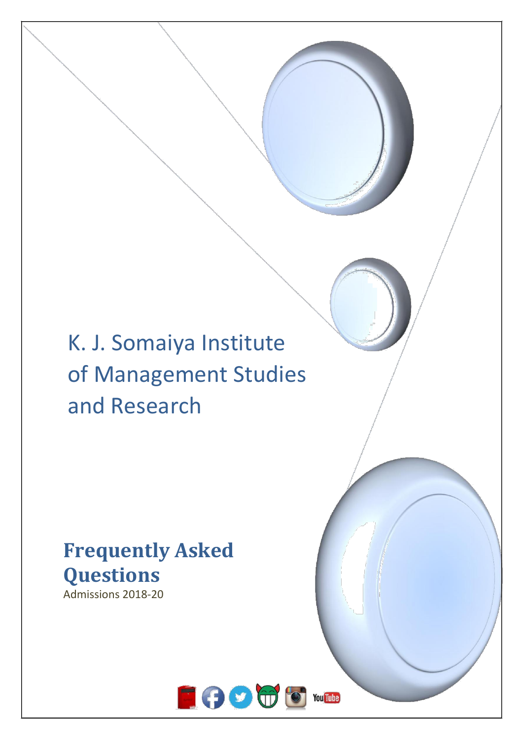# K. J. Somaiya Institute of Management Studies and Research

## Frequently Asked Questions

Admissions 2018-20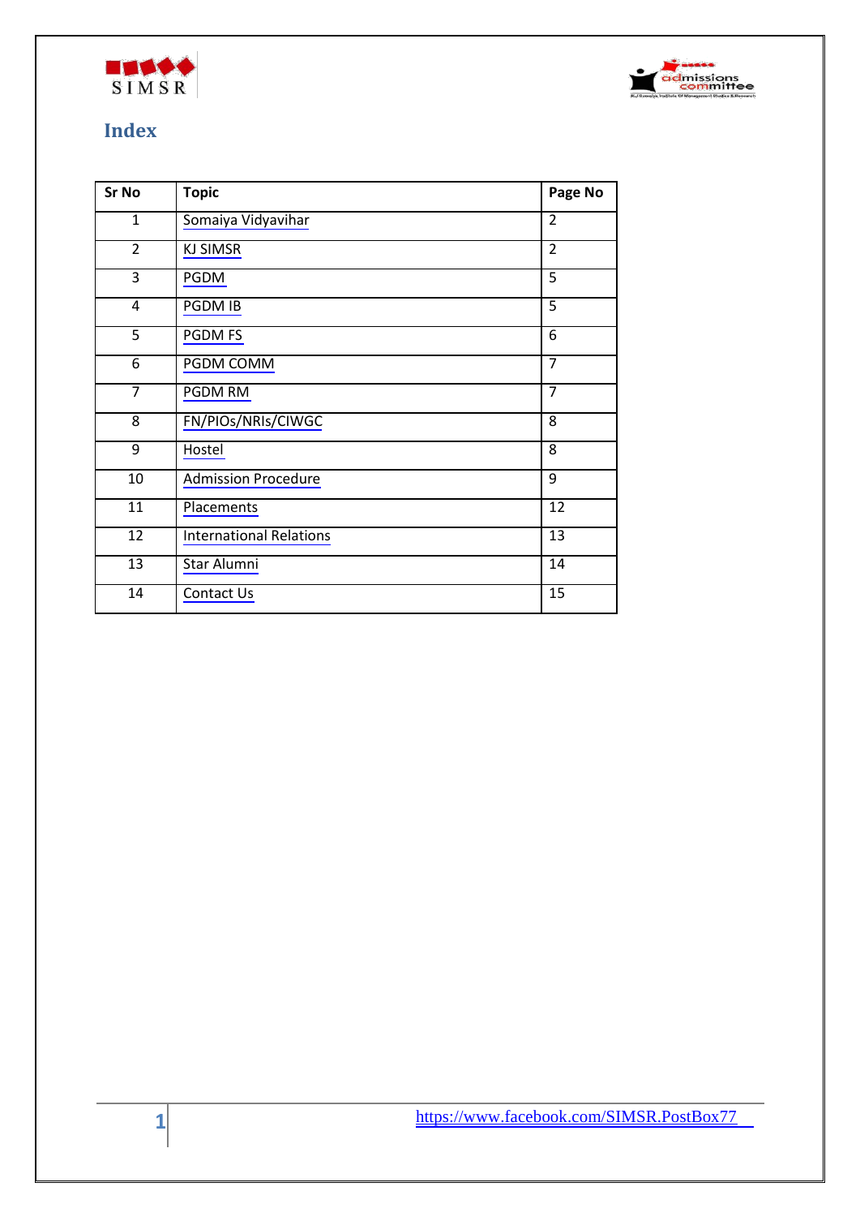# Index

| Sr No | Topic | Page No |
|---|---|---|
| 1 | Somaiya Vidyavihar | 2 |
| 2 | KJ SIMSR | 2 |
| 3 | PGDM | 5 |
| 4 | PGDM IB | 5 |
| 5 | PGDM FS | 6 |
| 6 | PGDM COMM | 7 |
| 7 | PGDM RM | 7 |
| 8 | FN/PIOs/NRIs/CIWGC | 8 |
| 9 | Hostel | 8 |
| 10 | Admission Procedure | 9 |
| 11 | Placements | 12 |
| 12 | International Relations | 13 |
| 13 | Star Alumni | 14 |
| 14 | Contact Us | 15 |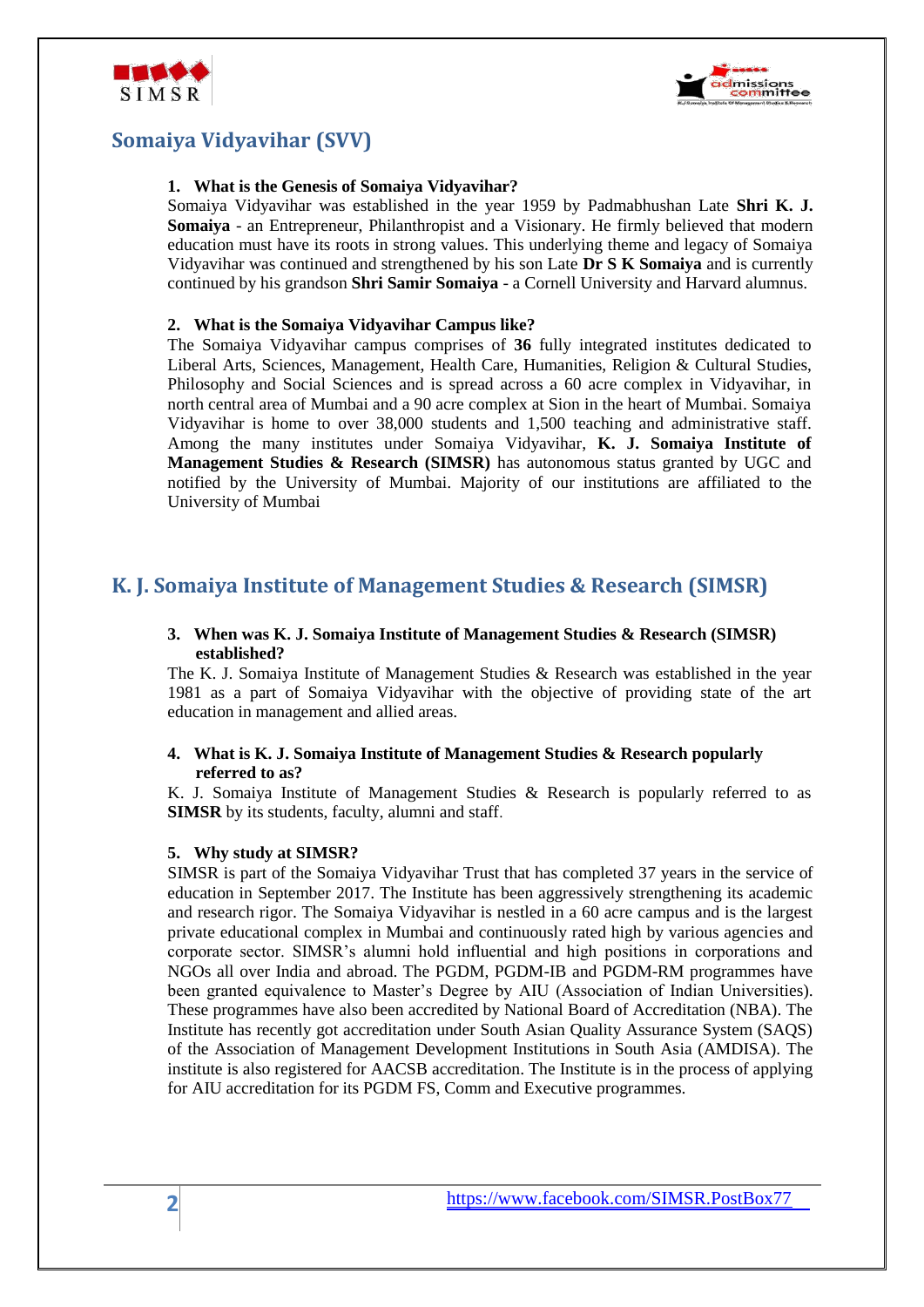## Somaiya Vidyavihar (SVV)

**1. What is the Genesis of Somaiya Vidyavihar?**

Somaiya Vidyavihar was established in the year 1959 by Padmabhushan Late **Shri K. J. Somaiya** - an Entrepreneur, Philanthropist and a Visionary. He firmly believed that modern education must have its roots in strong values. This underlying theme and legacy of Somaiya Vidyavihar was continued and strengthened by his son Late **Dr S K Somaiya** and is currently continued by his grandson **Shri Samir Somaiya** - a Cornell University and Harvard alumnus.

**2. What is the Somaiya Vidyavihar Campus like?**

The Somaiya Vidyavihar campus comprises of **36** fully integrated institutes dedicated to Liberal Arts, Sciences, Management, Health Care, Humanities, Religion & Cultural Studies, Philosophy and Social Sciences and is spread across a 60 acre complex in Vidyavihar, in north central area of Mumbai and a 90 acre complex at Sion in the heart of Mumbai. Somaiya Vidyavihar is home to over 38,000 students and 1,500 teaching and administrative staff. Among the many institutes under Somaiya Vidyavihar, **K. J. Somaiya Institute of Management Studies & Research (SIMSR)** has autonomous status granted by UGC and notified by the University of Mumbai. Majority of our institutions are affiliated to the University of Mumbai

## K. J. Somaiya Institute of Management Studies & Research (SIMSR)

**3. When was K. J. Somaiya Institute of Management Studies & Research (SIMSR) established?**

The K. J. Somaiya Institute of Management Studies & Research was established in the year 1981 as a part of Somaiya Vidyavihar with the objective of providing state of the art education in management and allied areas.

**4. What is K. J. Somaiya Institute of Management Studies & Research popularly referred to as?**

K. J. Somaiya Institute of Management Studies & Research is popularly referred to as **SIMSR** by its students, faculty, alumni and staff.

**5. Why study at SIMSR?**

SIMSR is part of the Somaiya Vidyavihar Trust that has completed 37 years in the service of education in September 2017. The Institute has been aggressively strengthening its academic and research rigor. The Somaiya Vidyavihar is nestled in a 60 acre campus and is the largest private educational complex in Mumbai and continuously rated high by various agencies and corporate sector. SIMSR's alumni hold influential and high positions in corporations and NGOs all over India and abroad. The PGDM, PGDM-IB and PGDM-RM programmes have been granted equivalence to Master's Degree by AIU (Association of Indian Universities). These programmes have also been accredited by National Board of Accreditation (NBA). The Institute has recently got accreditation under South Asian Quality Assurance System (SAQS) of the Association of Management Development Institutions in South Asia (AMDISA). The institute is also registered for AACSB accreditation. The Institute is in the process of applying for AIU accreditation for its PGDM FS, Comm and Executive programmes.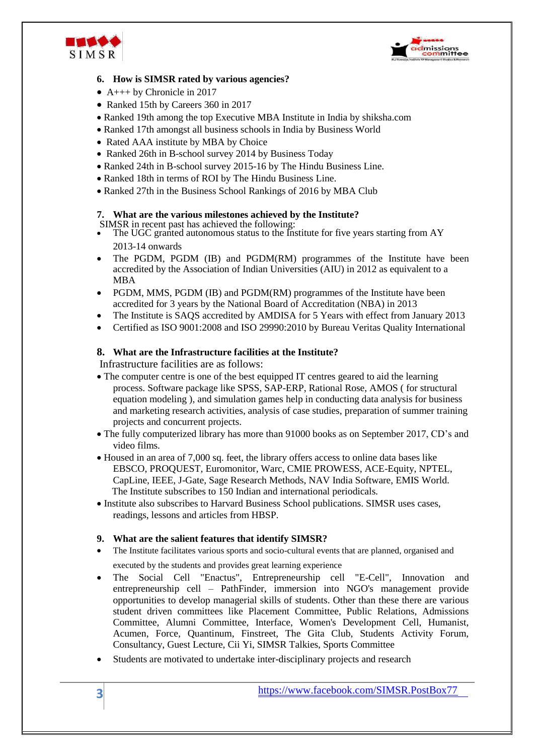### 6. How is SIMSR rated by various agencies?

- A+++ by Chronicle in 2017
- Ranked 15th by Careers 360 in 2017
- Ranked 19th among the top Executive MBA Institute in India by shiksha.com
- Ranked 17th amongst all business schools in India by Business World
- Rated AAA institute by MBA by Choice
- Ranked 26th in B-school survey 2014 by Business Today
- Ranked 24th in B-school survey 2015-16 by The Hindu Business Line.
- Ranked 18th in terms of ROI by The Hindu Business Line.
- Ranked 27th in the Business School Rankings of 2016 by MBA Club

### 7. What are the various milestones achieved by the Institute?

SIMSR in recent past has achieved the following:

- The UGC granted autonomous status to the Institute for five years starting from AY 2013-14 onwards
- The PGDM, PGDM (IB) and PGDM(RM) programmes of the Institute have been accredited by the Association of Indian Universities (AIU) in 2012 as equivalent to a MBA
- PGDM, MMS, PGDM (IB) and PGDM(RM) programmes of the Institute have been accredited for 3 years by the National Board of Accreditation (NBA) in 2013
- The Institute is SAQS accredited by AMDISA for 5 Years with effect from January 2013
- Certified as ISO 9001:2008 and ISO 29990:2010 by Bureau Veritas Quality International

### 8. What are the Infrastructure facilities at the Institute?

Infrastructure facilities are as follows:

- The computer centre is one of the best equipped IT centres geared to aid the learning process. Software package like SPSS, SAP-ERP, Rational Rose, AMOS ( for structural equation modeling ), and simulation games help in conducting data analysis for business and marketing research activities, analysis of case studies, preparation of summer training projects and concurrent projects.
- The fully computerized library has more than 91000 books as on September 2017, CD's and video films.
- Housed in an area of 7,000 sq. feet, the library offers access to online data bases like EBSCO, PROQUEST, Euromonitor, Warc, CMIE PROWESS, ACE-Equity, NPTEL, CapLine, IEEE, J-Gate, Sage Research Methods, NAV India Software, EMIS World. The Institute subscribes to 150 Indian and international periodicals.
- Institute also subscribes to Harvard Business School publications. SIMSR uses cases, readings, lessons and articles from HBSP.

### 9. What are the salient features that identify SIMSR?

- The Institute facilitates various sports and socio-cultural events that are planned, organised and executed by the students and provides great learning experience
- The Social Cell "Enactus", Entrepreneurship cell "E-Cell", Innovation and entrepreneurship cell – PathFinder, immersion into NGO's management provide opportunities to develop managerial skills of students. Other than these there are various student driven committees like Placement Committee, Public Relations, Admissions Committee, Alumni Committee, Interface, Women's Development Cell, Humanist, Acumen, Force, Quantinum, Finstreet, The Gita Club, Students Activity Forum, Consultancy, Guest Lecture, Cii Yi, SIMSR Talkies, Sports Committee
- Students are motivated to undertake inter-disciplinary projects and research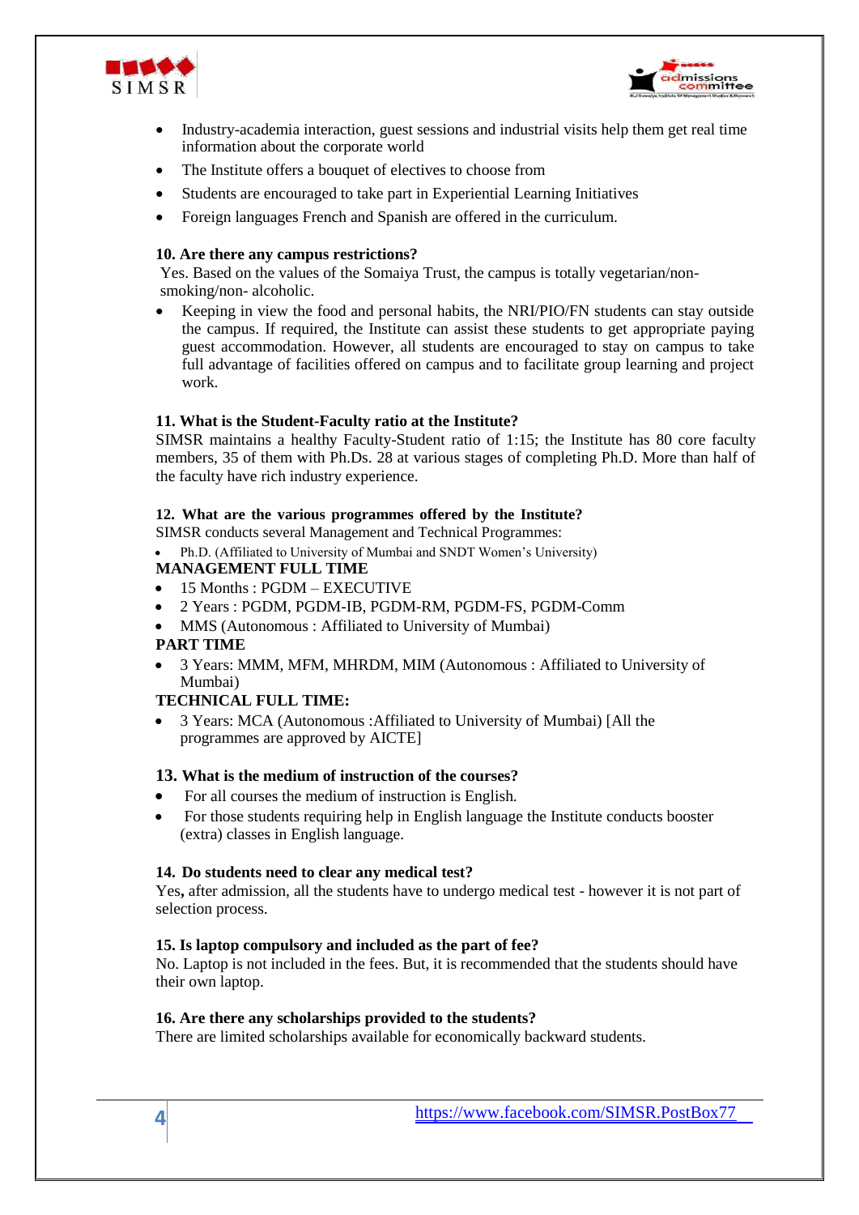- Industry-academia interaction, guest sessions and industrial visits help them get real time information about the corporate world
- The Institute offers a bouquet of electives to choose from
- Students are encouraged to take part in Experiential Learning Initiatives
- Foreign languages French and Spanish are offered in the curriculum.

**10. Are there any campus restrictions?**

Yes. Based on the values of the Somaiya Trust, the campus is totally vegetarian/non-smoking/non- alcoholic.

- Keeping in view the food and personal habits, the NRI/PIO/FN students can stay outside the campus. If required, the Institute can assist these students to get appropriate paying guest accommodation. However, all students are encouraged to stay on campus to take full advantage of facilities offered on campus and to facilitate group learning and project work.

**11. What is the Student-Faculty ratio at the Institute?**

SIMSR maintains a healthy Faculty-Student ratio of 1:15; the Institute has 80 core faculty members, 35 of them with Ph.Ds. 28 at various stages of completing Ph.D. More than half of the faculty have rich industry experience.

**12. What are the various programmes offered by the Institute?**

SIMSR conducts several Management and Technical Programmes:

- Ph.D. (Affiliated to University of Mumbai and SNDT Women's University)

**MANAGEMENT FULL TIME**

- 15 Months : PGDM – EXECUTIVE
- 2 Years : PGDM, PGDM-IB, PGDM-RM, PGDM-FS, PGDM-Comm
- MMS (Autonomous : Affiliated to University of Mumbai)

**PART TIME**

- 3 Years: MMM, MFM, MHRDM, MIM (Autonomous : Affiliated to University of Mumbai)

**TECHNICAL FULL TIME:**

- 3 Years: MCA (Autonomous :Affiliated to University of Mumbai) [All the programmes are approved by AICTE]

**13. What is the medium of instruction of the courses?**

- For all courses the medium of instruction is English.
- For those students requiring help in English language the Institute conducts booster (extra) classes in English language.

**14. Do students need to clear any medical test?**

Yes**,** after admission, all the students have to undergo medical test - however it is not part of selection process.

**15. Is laptop compulsory and included as the part of fee?**

No. Laptop is not included in the fees. But, it is recommended that the students should have their own laptop.

**16. Are there any scholarships provided to the students?**

There are limited scholarships available for economically backward students.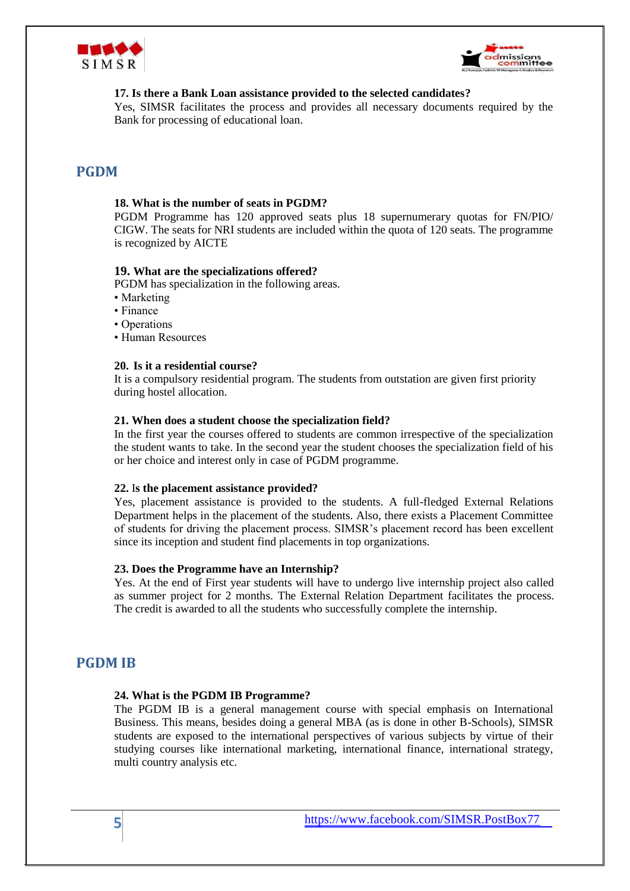**17. Is there a Bank Loan assistance provided to the selected candidates?**

Yes, SIMSR facilitates the process and provides all necessary documents required by the Bank for processing of educational loan.

## PGDM

**18. What is the number of seats in PGDM?**

PGDM Programme has 120 approved seats plus 18 supernumerary quotas for FN/PIO/ CIGW. The seats for NRI students are included within the quota of 120 seats. The programme is recognized by AICTE

**19. What are the specializations offered?**

PGDM has specialization in the following areas.

- Marketing
- Finance
- Operations
- Human Resources

**20. Is it a residential course?**

It is a compulsory residential program. The students from outstation are given first priority during hostel allocation.

**21. When does a student choose the specialization field?**

In the first year the courses offered to students are common irrespective of the specialization the student wants to take. In the second year the student chooses the specialization field of his or her choice and interest only in case of PGDM programme.

**22. Is the placement assistance provided?**

Yes, placement assistance is provided to the students. A full-fledged External Relations Department helps in the placement of the students. Also, there exists a Placement Committee of students for driving the placement process. SIMSR's placement record has been excellent since its inception and student find placements in top organizations.

**23. Does the Programme have an Internship?**

Yes. At the end of First year students will have to undergo live internship project also called as summer project for 2 months. The External Relation Department facilitates the process. The credit is awarded to all the students who successfully complete the internship.

## PGDM IB

**24. What is the PGDM IB Programme?**

The PGDM IB is a general management course with special emphasis on International Business. This means, besides doing a general MBA (as is done in other B-Schools), SIMSR students are exposed to the international perspectives of various subjects by virtue of their studying courses like international marketing, international finance, international strategy, multi country analysis etc.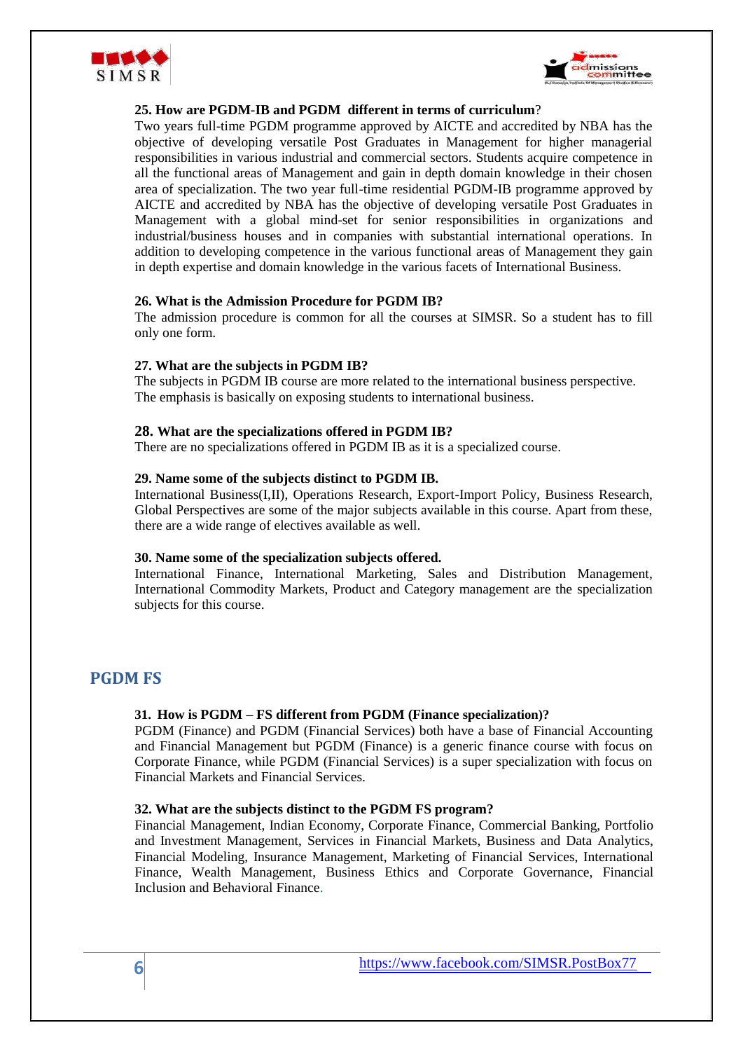**25. How are PGDM-IB and PGDM different in terms of curriculum?**

Two years full-time PGDM programme approved by AICTE and accredited by NBA has the objective of developing versatile Post Graduates in Management for higher managerial responsibilities in various industrial and commercial sectors. Students acquire competence in all the functional areas of Management and gain in depth domain knowledge in their chosen area of specialization. The two year full-time residential PGDM-IB programme approved by AICTE and accredited by NBA has the objective of developing versatile Post Graduates in Management with a global mind-set for senior responsibilities in organizations and industrial/business houses and in companies with substantial international operations. In addition to developing competence in the various functional areas of Management they gain in depth expertise and domain knowledge in the various facets of International Business.

**26. What is the Admission Procedure for PGDM IB?**

The admission procedure is common for all the courses at SIMSR. So a student has to fill only one form.

**27. What are the subjects in PGDM IB?**

The subjects in PGDM IB course are more related to the international business perspective. The emphasis is basically on exposing students to international business.

**28. What are the specializations offered in PGDM IB?**

There are no specializations offered in PGDM IB as it is a specialized course.

**29. Name some of the subjects distinct to PGDM IB.**

International Business(I,II), Operations Research, Export-Import Policy, Business Research, Global Perspectives are some of the major subjects available in this course. Apart from these, there are a wide range of electives available as well.

**30. Name some of the specialization subjects offered.**

International Finance, International Marketing, Sales and Distribution Management, International Commodity Markets, Product and Category management are the specialization subjects for this course.

## PGDM FS

**31. How is PGDM – FS different from PGDM (Finance specialization)?**

PGDM (Finance) and PGDM (Financial Services) both have a base of Financial Accounting and Financial Management but PGDM (Finance) is a generic finance course with focus on Corporate Finance, while PGDM (Financial Services) is a super specialization with focus on Financial Markets and Financial Services.

**32. What are the subjects distinct to the PGDM FS program?**

Financial Management, Indian Economy, Corporate Finance, Commercial Banking, Portfolio and Investment Management, Services in Financial Markets, Business and Data Analytics, Financial Modeling, Insurance Management, Marketing of Financial Services, International Finance, Wealth Management, Business Ethics and Corporate Governance, Financial Inclusion and Behavioral Finance.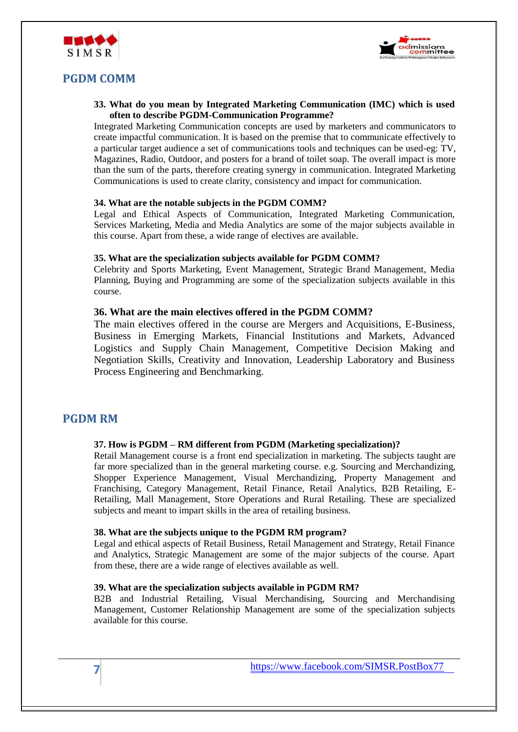## PGDM COMM

**33. What do you mean by Integrated Marketing Communication (IMC) which is used often to describe PGDM-Communication Programme?**

Integrated Marketing Communication concepts are used by marketers and communicators to create impactful communication. It is based on the premise that to communicate effectively to a particular target audience a set of communications tools and techniques can be used-eg: TV, Magazines, Radio, Outdoor, and posters for a brand of toilet soap. The overall impact is more than the sum of the parts, therefore creating synergy in communication. Integrated Marketing Communications is used to create clarity, consistency and impact for communication.

**34. What are the notable subjects in the PGDM COMM?**

Legal and Ethical Aspects of Communication, Integrated Marketing Communication, Services Marketing, Media and Media Analytics are some of the major subjects available in this course. Apart from these, a wide range of electives are available.

**35. What are the specialization subjects available for PGDM COMM?**

Celebrity and Sports Marketing, Event Management, Strategic Brand Management, Media Planning, Buying and Programming are some of the specialization subjects available in this course.

**36. What are the main electives offered in the PGDM COMM?**

The main electives offered in the course are Mergers and Acquisitions, E-Business, Business in Emerging Markets, Financial Institutions and Markets, Advanced Logistics and Supply Chain Management, Competitive Decision Making and Negotiation Skills, Creativity and Innovation, Leadership Laboratory and Business Process Engineering and Benchmarking.

## PGDM RM

**37. How is PGDM – RM different from PGDM (Marketing specialization)?**

Retail Management course is a front end specialization in marketing. The subjects taught are far more specialized than in the general marketing course. e.g. Sourcing and Merchandizing, Shopper Experience Management, Visual Merchandizing, Property Management and Franchising, Category Management, Retail Finance, Retail Analytics, B2B Retailing, E-Retailing, Mall Management, Store Operations and Rural Retailing. These are specialized subjects and meant to impart skills in the area of retailing business.

**38. What are the subjects unique to the PGDM RM program?**

Legal and ethical aspects of Retail Business, Retail Management and Strategy, Retail Finance and Analytics, Strategic Management are some of the major subjects of the course. Apart from these, there are a wide range of electives available as well.

**39. What are the specialization subjects available in PGDM RM?**

B2B and Industrial Retailing, Visual Merchandising, Sourcing and Merchandising Management, Customer Relationship Management are some of the specialization subjects available for this course.

https://www.facebook.com/SIMSR.PostBox77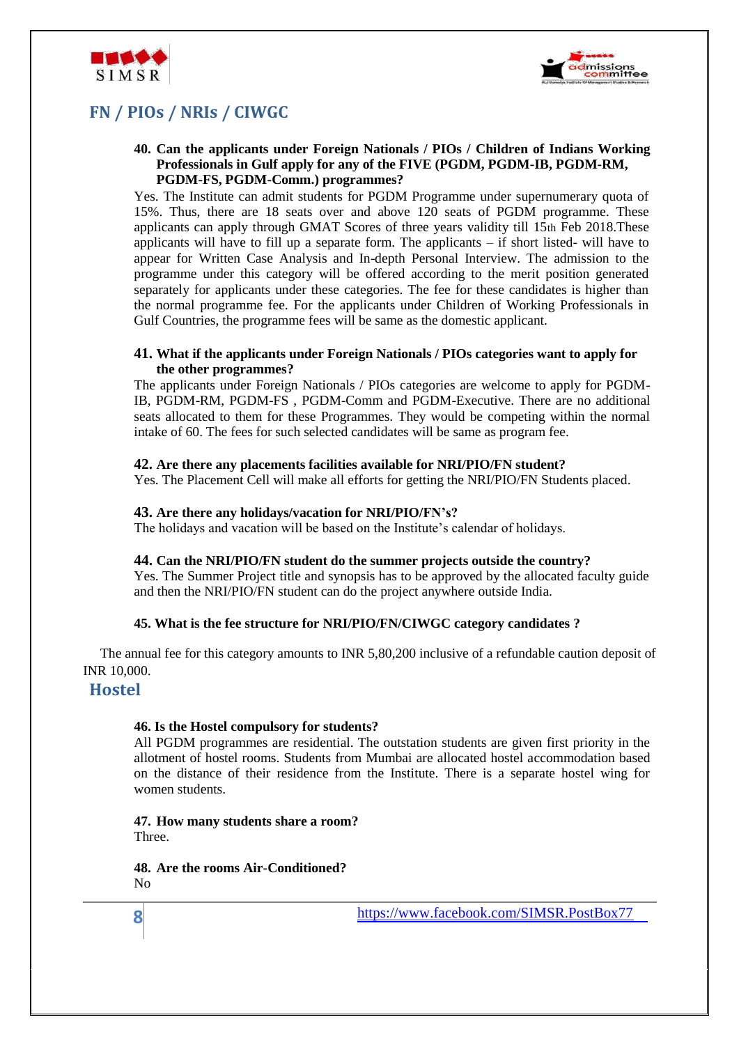## FN / PIOs / NRIs / CIWGC

**40. Can the applicants under Foreign Nationals / PIOs / Children of Indians Working Professionals in Gulf apply for any of the FIVE (PGDM, PGDM-IB, PGDM-RM, PGDM-FS, PGDM-Comm.) programmes?**

Yes. The Institute can admit students for PGDM Programme under supernumerary quota of 15%. Thus, there are 18 seats over and above 120 seats of PGDM programme. These applicants can apply through GMAT Scores of three years validity till 15th Feb 2018.These applicants will have to fill up a separate form. The applicants – if short listed- will have to appear for Written Case Analysis and In-depth Personal Interview. The admission to the programme under this category will be offered according to the merit position generated separately for applicants under these categories. The fee for these candidates is higher than the normal programme fee. For the applicants under Children of Working Professionals in Gulf Countries, the programme fees will be same as the domestic applicant.

**41. What if the applicants under Foreign Nationals / PIOs categories want to apply for the other programmes?**

The applicants under Foreign Nationals / PIOs categories are welcome to apply for PGDM-IB, PGDM-RM, PGDM-FS , PGDM-Comm and PGDM-Executive. There are no additional seats allocated to them for these Programmes. They would be competing within the normal intake of 60. The fees for such selected candidates will be same as program fee.

**42. Are there any placements facilities available for NRI/PIO/FN student?**

Yes. The Placement Cell will make all efforts for getting the NRI/PIO/FN Students placed.

**43. Are there any holidays/vacation for NRI/PIO/FN's?**

The holidays and vacation will be based on the Institute's calendar of holidays.

**44. Can the NRI/PIO/FN student do the summer projects outside the country?**

Yes. The Summer Project title and synopsis has to be approved by the allocated faculty guide and then the NRI/PIO/FN student can do the project anywhere outside India.

**45. What is the fee structure for NRI/PIO/FN/CIWGC category candidates ?**

The annual fee for this category amounts to INR 5,80,200 inclusive of a refundable caution deposit of INR 10,000.

## Hostel

**46. Is the Hostel compulsory for students?**

All PGDM programmes are residential. The outstation students are given first priority in the allotment of hostel rooms. Students from Mumbai are allocated hostel accommodation based on the distance of their residence from the Institute. There is a separate hostel wing for women students.

**47. How many students share a room?**

Three.

**48. Are the rooms Air-Conditioned?**

No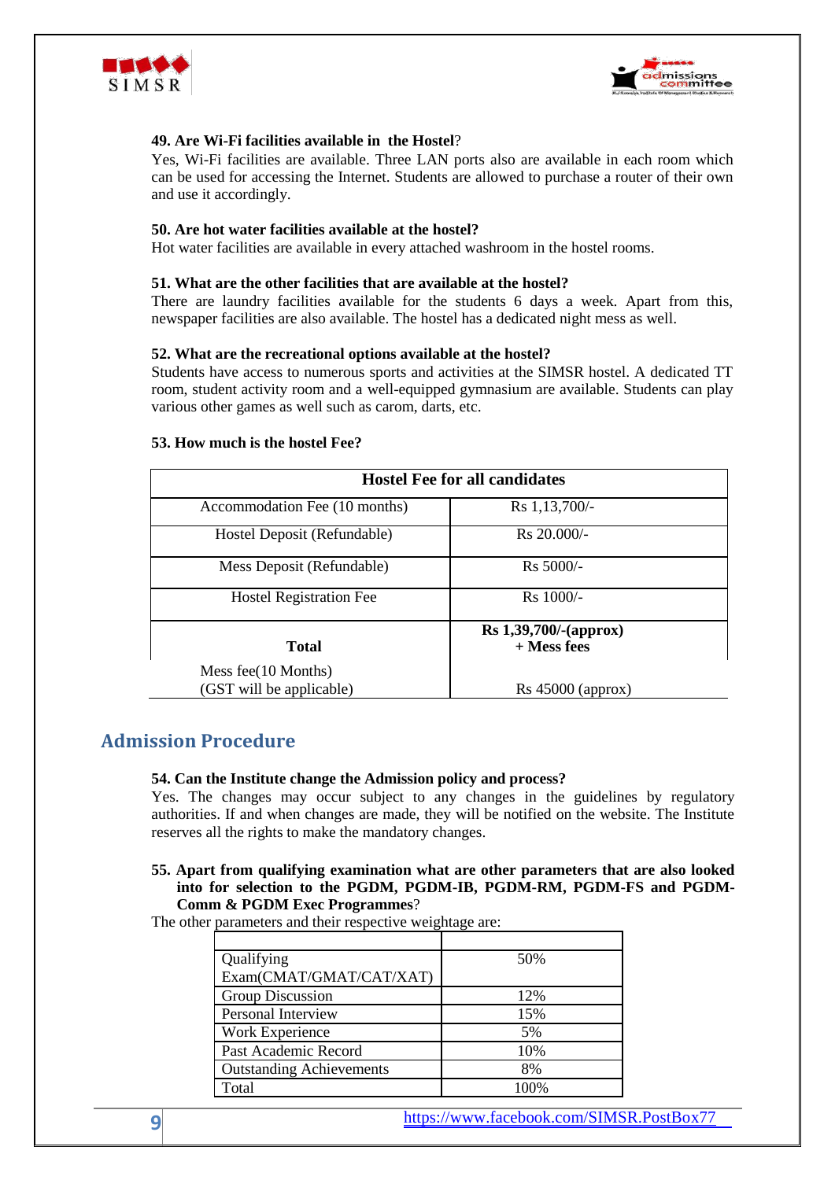**49. Are Wi-Fi facilities available in the Hostel**?

Yes, Wi-Fi facilities are available. Three LAN ports also are available in each room which can be used for accessing the Internet. Students are allowed to purchase a router of their own and use it accordingly.

**50. Are hot water facilities available at the hostel?**

Hot water facilities are available in every attached washroom in the hostel rooms.

**51. What are the other facilities that are available at the hostel?**

There are laundry facilities available for the students 6 days a week. Apart from this, newspaper facilities are also available. The hostel has a dedicated night mess as well.

**52. What are the recreational options available at the hostel?**

Students have access to numerous sports and activities at the SIMSR hostel. A dedicated TT room, student activity room and a well-equipped gymnasium are available. Students can play various other games as well such as carom, darts, etc.

**53. How much is the hostel Fee?**

| **Hostel Fee for all candidates** | |
|---|---|
| Accommodation Fee (10 months) | Rs 1,13,700/- |
| Hostel Deposit (Refundable) | Rs 20.000/- |
| Mess Deposit (Refundable) | Rs 5000/- |
| Hostel Registration Fee | Rs 1000/- |
| **Total** | **Rs 1,39,700/-(approx) + Mess fees** |
| Mess fee(10 Months) (GST will be applicable) | Rs 45000 (approx) |

## Admission Procedure

**54. Can the Institute change the Admission policy and process?**

Yes. The changes may occur subject to any changes in the guidelines by regulatory authorities. If and when changes are made, they will be notified on the website. The Institute reserves all the rights to make the mandatory changes.

**55. Apart from qualifying examination what are other parameters that are also looked into for selection to the PGDM, PGDM-IB, PGDM-RM, PGDM-FS and PGDM-Comm & PGDM Exec Programmes**?

The other parameters and their respective weightage are:

| | |
|---|---|
| Qualifying Exam(CMAT/GMAT/CAT/XAT) | 50% |
| Group Discussion | 12% |
| Personal Interview | 15% |
| Work Experience | 5% |
| Past Academic Record | 10% |
| Outstanding Achievements | 8% |
| Total | 100% |

https://www.facebook.com/SIMSR.PostBox77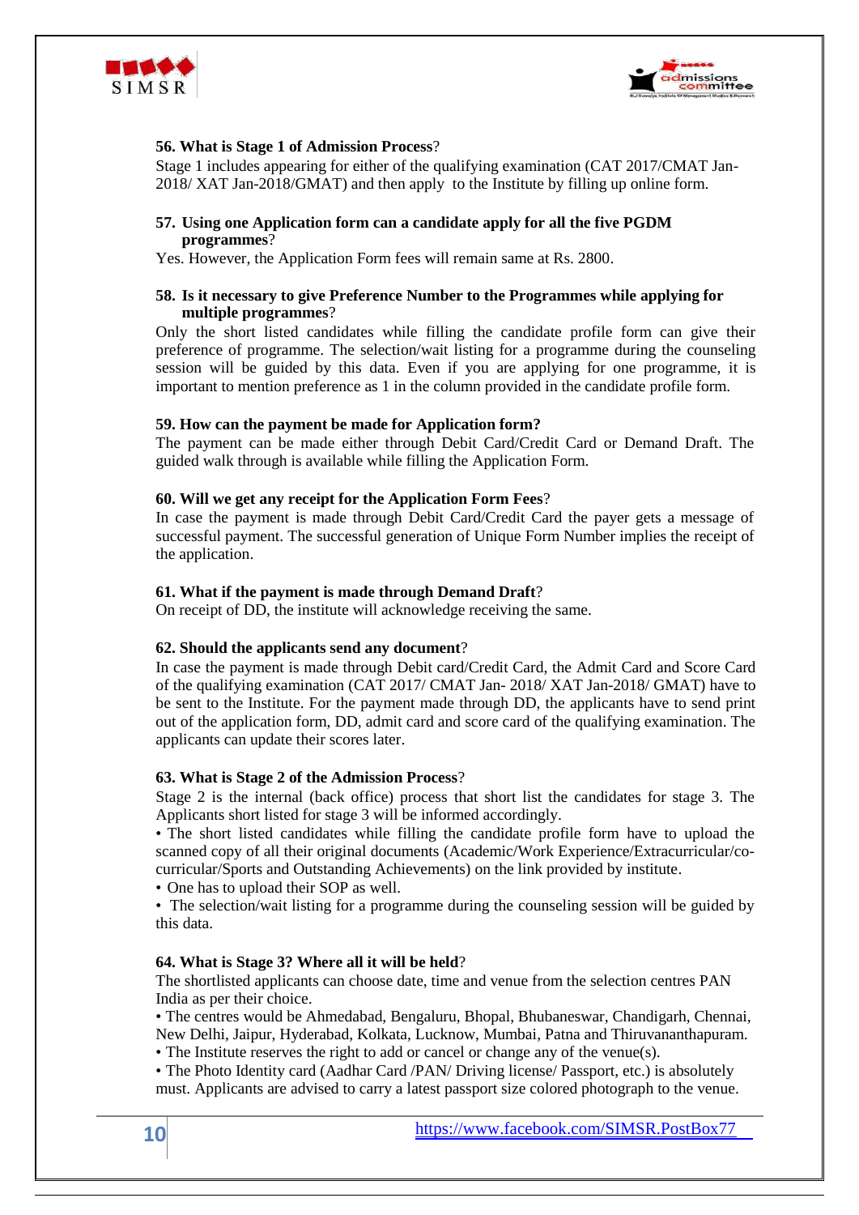**56. What is Stage 1 of Admission Process?**

Stage 1 includes appearing for either of the qualifying examination (CAT 2017/CMAT Jan-2018/ XAT Jan-2018/GMAT) and then apply to the Institute by filling up online form.

**57. Using one Application form can a candidate apply for all the five PGDM programmes?**

Yes. However, the Application Form fees will remain same at Rs. 2800.

**58. Is it necessary to give Preference Number to the Programmes while applying for multiple programmes?**

Only the short listed candidates while filling the candidate profile form can give their preference of programme. The selection/wait listing for a programme during the counseling session will be guided by this data. Even if you are applying for one programme, it is important to mention preference as 1 in the column provided in the candidate profile form.

**59. How can the payment be made for Application form?**

The payment can be made either through Debit Card/Credit Card or Demand Draft. The guided walk through is available while filling the Application Form.

**60. Will we get any receipt for the Application Form Fees?**

In case the payment is made through Debit Card/Credit Card the payer gets a message of successful payment. The successful generation of Unique Form Number implies the receipt of the application.

**61. What if the payment is made through Demand Draft?**

On receipt of DD, the institute will acknowledge receiving the same.

**62. Should the applicants send any document?**

In case the payment is made through Debit card/Credit Card, the Admit Card and Score Card of the qualifying examination (CAT 2017/ CMAT Jan- 2018/ XAT Jan-2018/ GMAT) have to be sent to the Institute. For the payment made through DD, the applicants have to send print out of the application form, DD, admit card and score card of the qualifying examination. The applicants can update their scores later.

**63. What is Stage 2 of the Admission Process?**

Stage 2 is the internal (back office) process that short list the candidates for stage 3. The Applicants short listed for stage 3 will be informed accordingly.

- The short listed candidates while filling the candidate profile form have to upload the scanned copy of all their original documents (Academic/Work Experience/Extracurricular/co-curricular/Sports and Outstanding Achievements) on the link provided by institute.
- One has to upload their SOP as well.
- The selection/wait listing for a programme during the counseling session will be guided by this data.

**64. What is Stage 3? Where all it will be held?**

The shortlisted applicants can choose date, time and venue from the selection centres PAN India as per their choice.

- The centres would be Ahmedabad, Bengaluru, Bhopal, Bhubaneswar, Chandigarh, Chennai, New Delhi, Jaipur, Hyderabad, Kolkata, Lucknow, Mumbai, Patna and Thiruvananthapuram.
- The Institute reserves the right to add or cancel or change any of the venue(s).
- The Photo Identity card (Aadhar Card /PAN/ Driving license/ Passport, etc.) is absolutely must. Applicants are advised to carry a latest passport size colored photograph to the venue.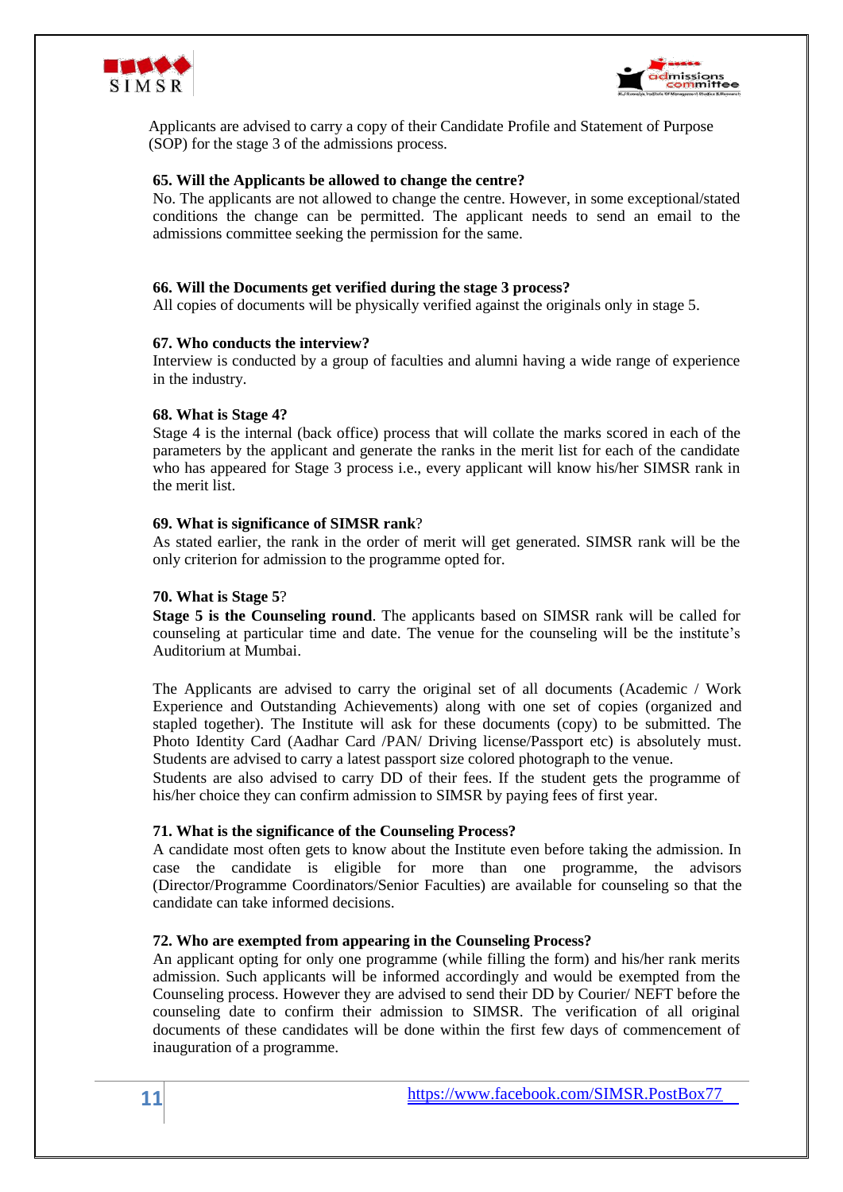Applicants are advised to carry a copy of their Candidate Profile and Statement of Purpose (SOP) for the stage 3 of the admissions process.

**65. Will the Applicants be allowed to change the centre?**

No. The applicants are not allowed to change the centre. However, in some exceptional/stated conditions the change can be permitted. The applicant needs to send an email to the admissions committee seeking the permission for the same.

**66. Will the Documents get verified during the stage 3 process?**

All copies of documents will be physically verified against the originals only in stage 5.

**67. Who conducts the interview?**

Interview is conducted by a group of faculties and alumni having a wide range of experience in the industry.

**68. What is Stage 4?**

Stage 4 is the internal (back office) process that will collate the marks scored in each of the parameters by the applicant and generate the ranks in the merit list for each of the candidate who has appeared for Stage 3 process i.e., every applicant will know his/her SIMSR rank in the merit list.

**69. What is significance of SIMSR rank**?

As stated earlier, the rank in the order of merit will get generated. SIMSR rank will be the only criterion for admission to the programme opted for.

**70. What is Stage 5**?

**Stage 5 is the Counseling round**. The applicants based on SIMSR rank will be called for counseling at particular time and date. The venue for the counseling will be the institute's Auditorium at Mumbai.

The Applicants are advised to carry the original set of all documents (Academic / Work Experience and Outstanding Achievements) along with one set of copies (organized and stapled together). The Institute will ask for these documents (copy) to be submitted. The Photo Identity Card (Aadhar Card /PAN/ Driving license/Passport etc) is absolutely must. Students are advised to carry a latest passport size colored photograph to the venue.
Students are also advised to carry DD of their fees. If the student gets the programme of his/her choice they can confirm admission to SIMSR by paying fees of first year.

**71. What is the significance of the Counseling Process?**

A candidate most often gets to know about the Institute even before taking the admission. In case the candidate is eligible for more than one programme, the advisors (Director/Programme Coordinators/Senior Faculties) are available for counseling so that the candidate can take informed decisions.

**72. Who are exempted from appearing in the Counseling Process?**

An applicant opting for only one programme (while filling the form) and his/her rank merits admission. Such applicants will be informed accordingly and would be exempted from the Counseling process. However they are advised to send their DD by Courier/ NEFT before the counseling date to confirm their admission to SIMSR. The verification of all original documents of these candidates will be done within the first few days of commencement of inauguration of a programme.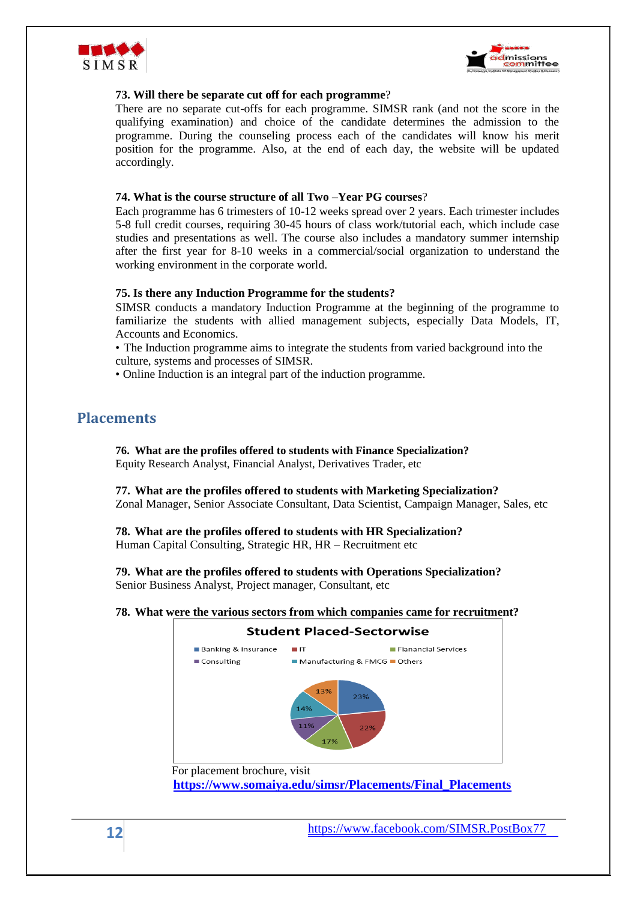**73. Will there be separate cut off for each programme**?

There are no separate cut-offs for each programme. SIMSR rank (and not the score in the qualifying examination) and choice of the candidate determines the admission to the programme. During the counseling process each of the candidates will know his merit position for the programme. Also, at the end of each day, the website will be updated accordingly.

**74. What is the course structure of all Two –Year PG courses**?

Each programme has 6 trimesters of 10-12 weeks spread over 2 years. Each trimester includes 5-8 full credit courses, requiring 30-45 hours of class work/tutorial each, which include case studies and presentations as well. The course also includes a mandatory summer internship after the first year for 8-10 weeks in a commercial/social organization to understand the working environment in the corporate world.

**75. Is there any Induction Programme for the students?**

SIMSR conducts a mandatory Induction Programme at the beginning of the programme to familiarize the students with allied management subjects, especially Data Models, IT, Accounts and Economics.

- The Induction programme aims to integrate the students from varied background into the culture, systems and processes of SIMSR.
- Online Induction is an integral part of the induction programme.

## Placements

**76. What are the profiles offered to students with Finance Specialization?**

Equity Research Analyst, Financial Analyst, Derivatives Trader, etc

**77. What are the profiles offered to students with Marketing Specialization?**

Zonal Manager, Senior Associate Consultant, Data Scientist, Campaign Manager, Sales, etc

**78. What are the profiles offered to students with HR Specialization?**

Human Capital Consulting, Strategic HR, HR – Recruitment etc

**79. What are the profiles offered to students with Operations Specialization?**

Senior Business Analyst, Project manager, Consultant, etc

**78. What were the various sectors from which companies came for recruitment?**

**Student Placed-Sectorwise**

| Sector | Share |
|---|---|
| Banking & Insurance | 23% |
| IT | 22% |
| Fianancial Services | 17% |
| Consulting | 11% |
| Manufacturing & FMCG | 14% |
| Others | 13% |

For placement brochure, visit
**https://www.somaiya.edu/simsr/Placements/Final_Placements**

https://www.facebook.com/SIMSR.PostBox77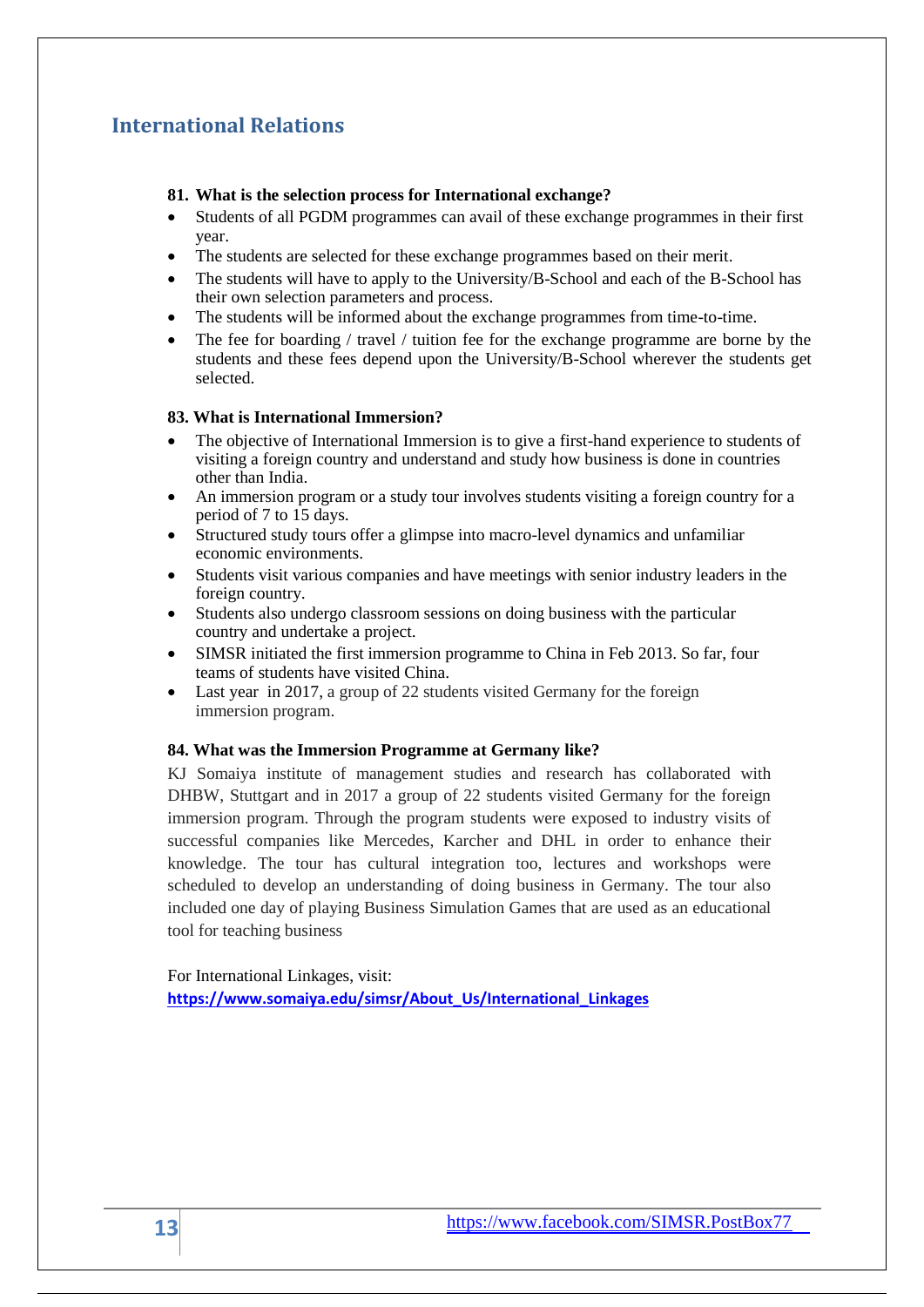## International Relations

**81. What is the selection process for International exchange?**

- Students of all PGDM programmes can avail of these exchange programmes in their first year.
- The students are selected for these exchange programmes based on their merit.
- The students will have to apply to the University/B-School and each of the B-School has their own selection parameters and process.
- The students will be informed about the exchange programmes from time-to-time.
- The fee for boarding / travel / tuition fee for the exchange programme are borne by the students and these fees depend upon the University/B-School wherever the students get selected.

**83. What is International Immersion?**

- The objective of International Immersion is to give a first-hand experience to students of visiting a foreign country and understand and study how business is done in countries other than India.
- An immersion program or a study tour involves students visiting a foreign country for a period of 7 to 15 days.
- Structured study tours offer a glimpse into macro-level dynamics and unfamiliar economic environments.
- Students visit various companies and have meetings with senior industry leaders in the foreign country.
- Students also undergo classroom sessions on doing business with the particular country and undertake a project.
- SIMSR initiated the first immersion programme to China in Feb 2013. So far, four teams of students have visited China.
- Last year in 2017, a group of 22 students visited Germany for the foreign immersion program.

**84. What was the Immersion Programme at Germany like?**

KJ Somaiya institute of management studies and research has collaborated with DHBW, Stuttgart and in 2017 a group of 22 students visited Germany for the foreign immersion program. Through the program students were exposed to industry visits of successful companies like Mercedes, Karcher and DHL in order to enhance their knowledge. The tour has cultural integration too, lectures and workshops were scheduled to develop an understanding of doing business in Germany. The tour also included one day of playing Business Simulation Games that are used as an educational tool for teaching business

For International Linkages, visit:
**https://www.somaiya.edu/simsr/About_Us/International_Linkages**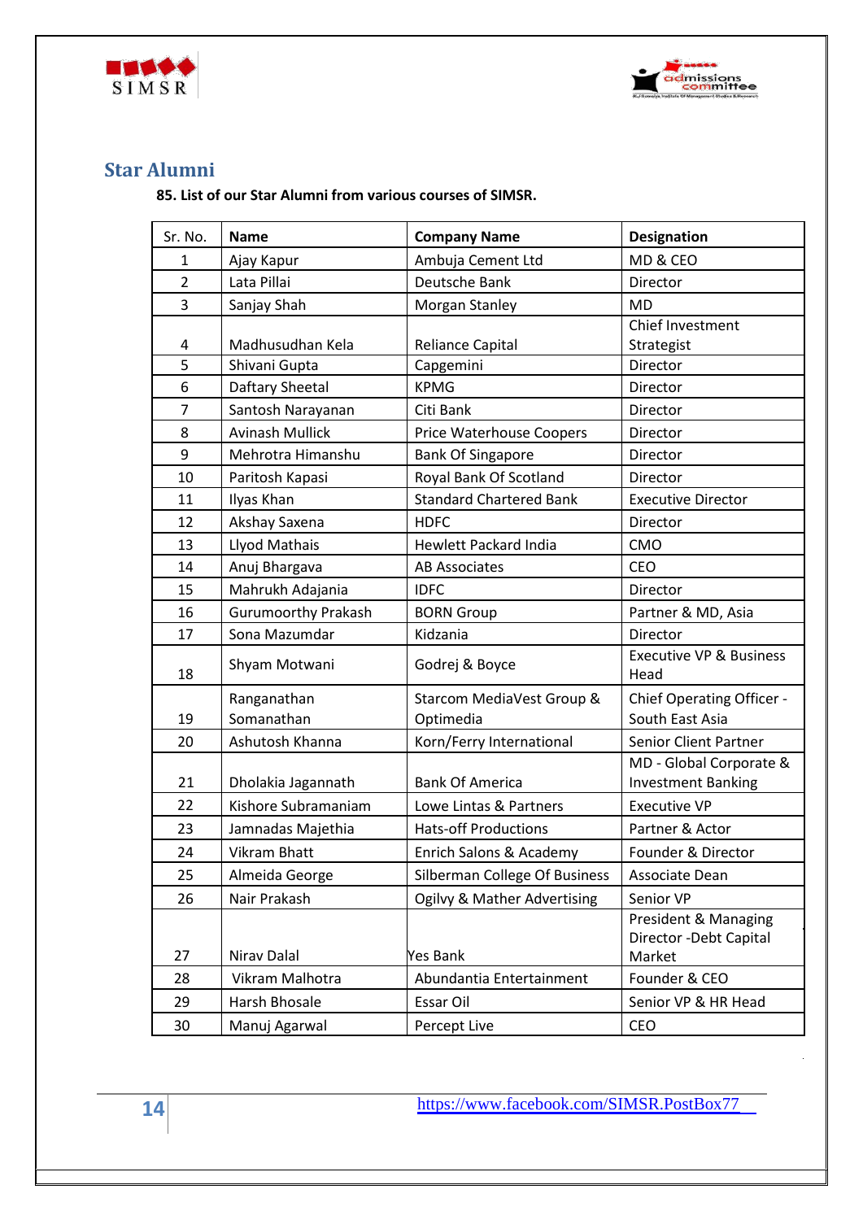## Star Alumni

**85. List of our Star Alumni from various courses of SIMSR.**

| Sr. No. | Name | Company Name | Designation |
|---|---|---|---|
| 1 | Ajay Kapur | Ambuja Cement Ltd | MD & CEO |
| 2 | Lata Pillai | Deutsche Bank | Director |
| 3 | Sanjay Shah | Morgan Stanley | MD |
| 4 | Madhusudhan Kela | Reliance Capital | Chief Investment Strategist |
| 5 | Shivani Gupta | Capgemini | Director |
| 6 | Daftary Sheetal | KPMG | Director |
| 7 | Santosh Narayanan | Citi Bank | Director |
| 8 | Avinash Mullick | Price Waterhouse Coopers | Director |
| 9 | Mehrotra Himanshu | Bank Of Singapore | Director |
| 10 | Paritosh Kapasi | Royal Bank Of Scotland | Director |
| 11 | Ilyas Khan | Standard Chartered Bank | Executive Director |
| 12 | Akshay Saxena | HDFC | Director |
| 13 | Llyod Mathais | Hewlett Packard India | CMO |
| 14 | Anuj Bhargava | AB Associates | CEO |
| 15 | Mahrukh Adajania | IDFC | Director |
| 16 | Gurumoorthy Prakash | BORN Group | Partner & MD, Asia |
| 17 | Sona Mazumdar | Kidzania | Director |
| 18 | Shyam Motwani | Godrej & Boyce | Executive VP & Business Head |
| 19 | Ranganathan Somanathan | Starcom MediaVest Group & Optimedia | Chief Operating Officer - South East Asia |
| 20 | Ashutosh Khanna | Korn/Ferry International | Senior Client Partner |
| 21 | Dholakia Jagannath | Bank Of America | MD - Global Corporate & Investment Banking |
| 22 | Kishore Subramaniam | Lowe Lintas & Partners | Executive VP |
| 23 | Jamnadas Majethia | Hats-off Productions | Partner & Actor |
| 24 | Vikram Bhatt | Enrich Salons & Academy | Founder & Director |
| 25 | Almeida George | Silberman College Of Business | Associate Dean |
| 26 | Nair Prakash | Ogilvy & Mather Advertising | Senior VP |
| 27 | Nirav Dalal | Yes Bank | President & Managing Director -Debt Capital Market |
| 28 | Vikram Malhotra | Abundantia Entertainment | Founder & CEO |
| 29 | Harsh Bhosale | Essar Oil | Senior VP & HR Head |
| 30 | Manuj Agarwal | Percept Live | CEO |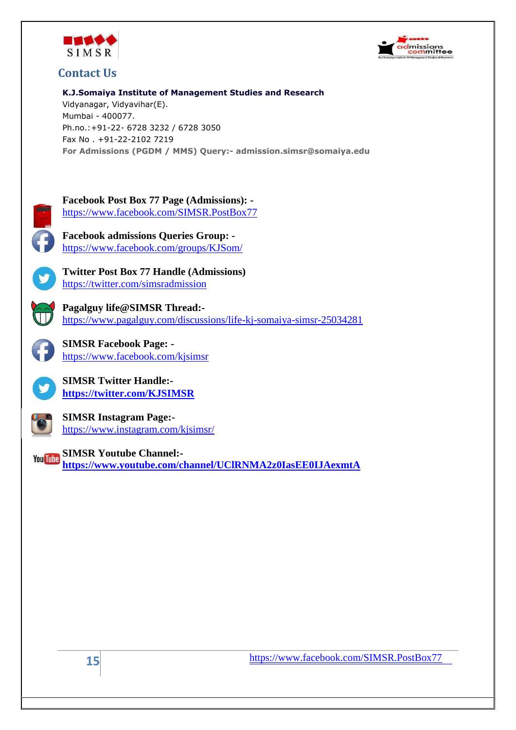## Contact Us

**K.J.Somaiya Institute of Management Studies and Research**
Vidyanagar, Vidyavihar(E).
Mumbai - 400077.
Ph.no.:+91-22- 6728 3232 / 6728 3050
Fax No . +91-22-2102 7219
**For Admissions (PGDM / MMS) Query:- admission.simsr@somaiya.edu**

**Facebook Post Box 77 Page (Admissions): -**
https://www.facebook.com/SIMSR.PostBox77

**Facebook admissions Queries Group: -**
https://www.facebook.com/groups/KJSom/

**Twitter Post Box 77 Handle (Admissions)**
https://twitter.com/simsradmission

**Pagalguy life@SIMSR Thread:-**
https://www.pagalguy.com/discussions/life-kj-somaiya-simsr-25034281

**SIMSR Facebook Page: -**
https://www.facebook.com/kjsimsr

**SIMSR Twitter Handle:-**
**https://twitter.com/KJSIMSR**

**SIMSR Instagram Page:-**
https://www.instagram.com/kjsimsr/

**SIMSR Youtube Channel:-**
**https://www.youtube.com/channel/UClRNMA2z0IasEE0IJAexmtA**